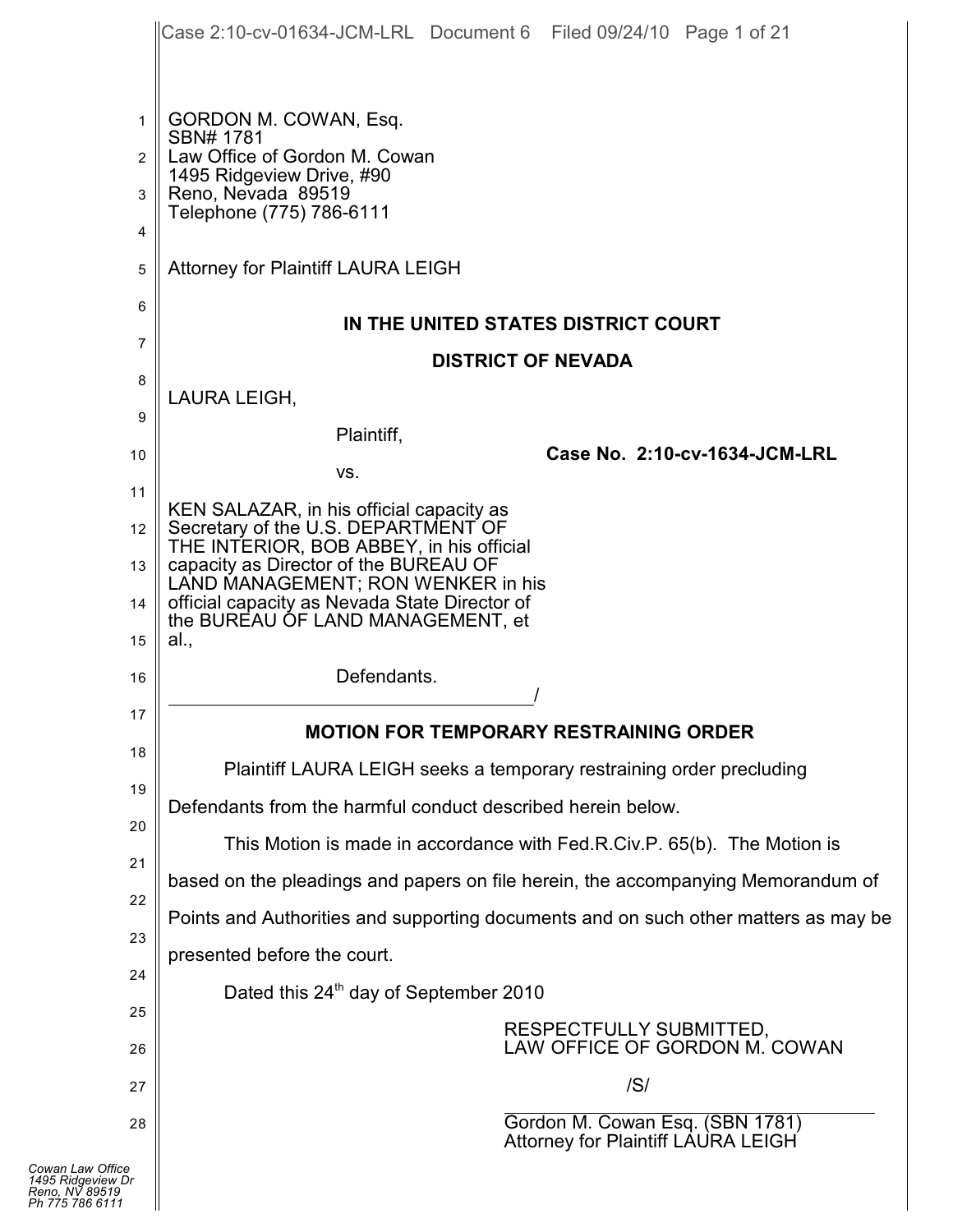GORDON M. COWAN, Esq.
SBN# 1781
Law Office of Gordon M. Cowan
1495 Ridgeview Drive, #90
Reno, Nevada 89519
Telephone (775) 786-6111

Attorney for Plaintiff LAURA LEIGH

**IN THE UNITED STATES DISTRICT COURT**

**DISTRICT OF NEVADA**

LAURA LEIGH,

Plaintiff,

vs.

KEN SALAZAR, in his official capacity as Secretary of the U.S. DEPARTMENT OF THE INTERIOR, BOB ABBEY, in his official capacity as Director of the BUREAU OF LAND MANAGEMENT; RON WENKER in his official capacity as Nevada State Director of the BUREAU OF LAND MANAGEMENT, et al.,

Defendants.
\_\_\_\_\_\_\_\_\_\_\_\_\_\_\_\_\_\_\_\_\_\_\_\_\_\_\_\_\_\_\_\_\_\_\_\_\_\_/

**Case No. 2:10-cv-1634-JCM-LRL**

**MOTION FOR TEMPORARY RESTRAINING ORDER**

Plaintiff LAURA LEIGH seeks a temporary restraining order precluding Defendants from the harmful conduct described herein below.

This Motion is made in accordance with Fed.R.Civ.P. 65(b). The Motion is based on the pleadings and papers on file herein, the accompanying Memorandum of Points and Authorities and supporting documents and on such other matters as may be presented before the court.

Dated this 24th day of September 2010

RESPECTFULLY SUBMITTED,
LAW OFFICE OF GORDON M. COWAN

/S/

Gordon M. Cowan Esq. (SBN 1781)
Attorney for Plaintiff LAURA LEIGH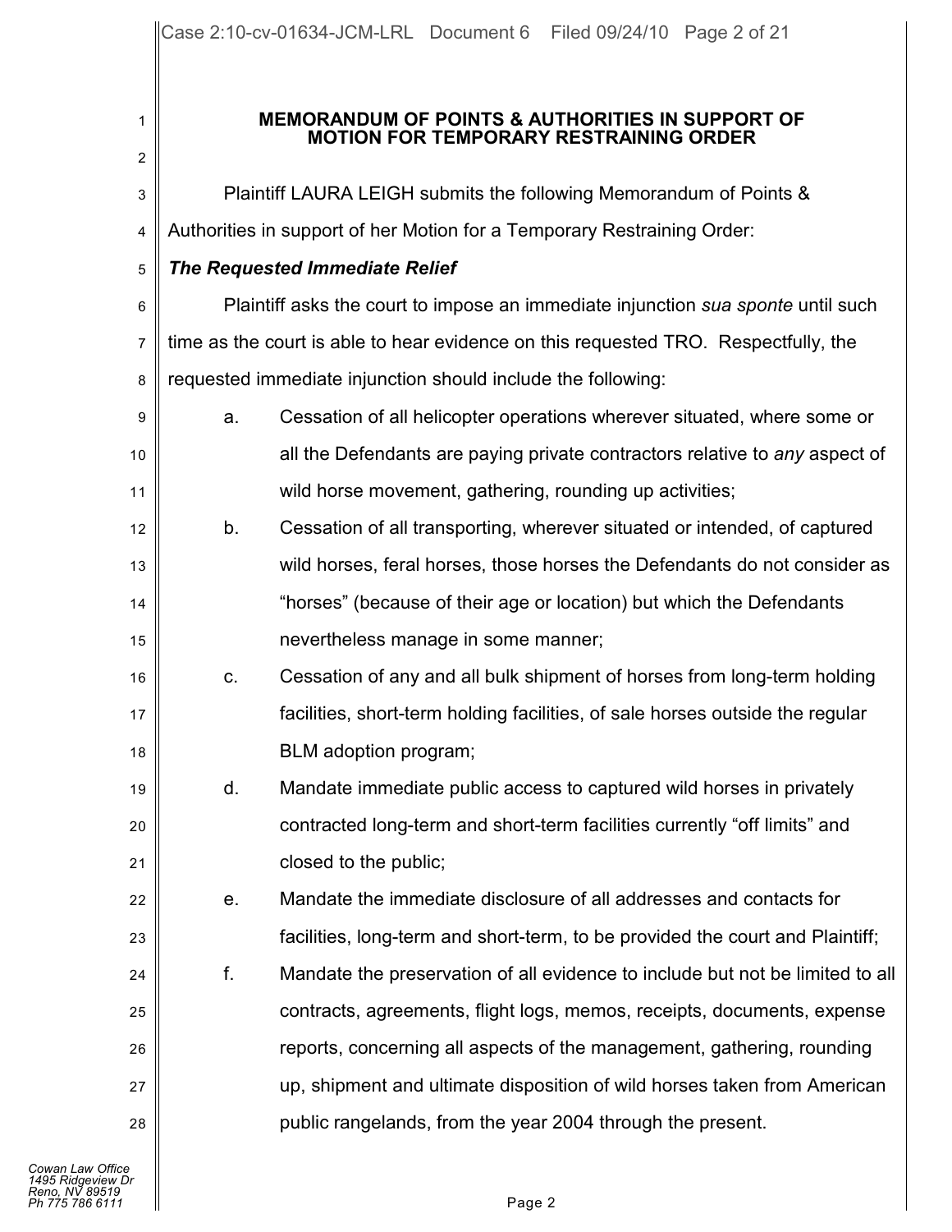## MEMORANDUM OF POINTS & AUTHORITIES IN SUPPORT OF MOTION FOR TEMPORARY RESTRAINING ORDER

Plaintiff LAURA LEIGH submits the following Memorandum of Points & Authorities in support of her Motion for a Temporary Restraining Order:

***The Requested Immediate Relief***

Plaintiff asks the court to impose an immediate injunction *sua sponte* until such time as the court is able to hear evidence on this requested TRO. Respectfully, the requested immediate injunction should include the following:

a. Cessation of all helicopter operations wherever situated, where some or all the Defendants are paying private contractors relative to *any* aspect of wild horse movement, gathering, rounding up activities;

b. Cessation of all transporting, wherever situated or intended, of captured wild horses, feral horses, those horses the Defendants do not consider as "horses" (because of their age or location) but which the Defendants nevertheless manage in some manner;

c. Cessation of any and all bulk shipment of horses from long-term holding facilities, short-term holding facilities, of sale horses outside the regular BLM adoption program;

d. Mandate immediate public access to captured wild horses in privately contracted long-term and short-term facilities currently "off limits" and closed to the public;

e. Mandate the immediate disclosure of all addresses and contacts for facilities, long-term and short-term, to be provided the court and Plaintiff;

f. Mandate the preservation of all evidence to include but not be limited to all contracts, agreements, flight logs, memos, receipts, documents, expense reports, concerning all aspects of the management, gathering, rounding up, shipment and ultimate disposition of wild horses taken from American public rangelands, from the year 2004 through the present.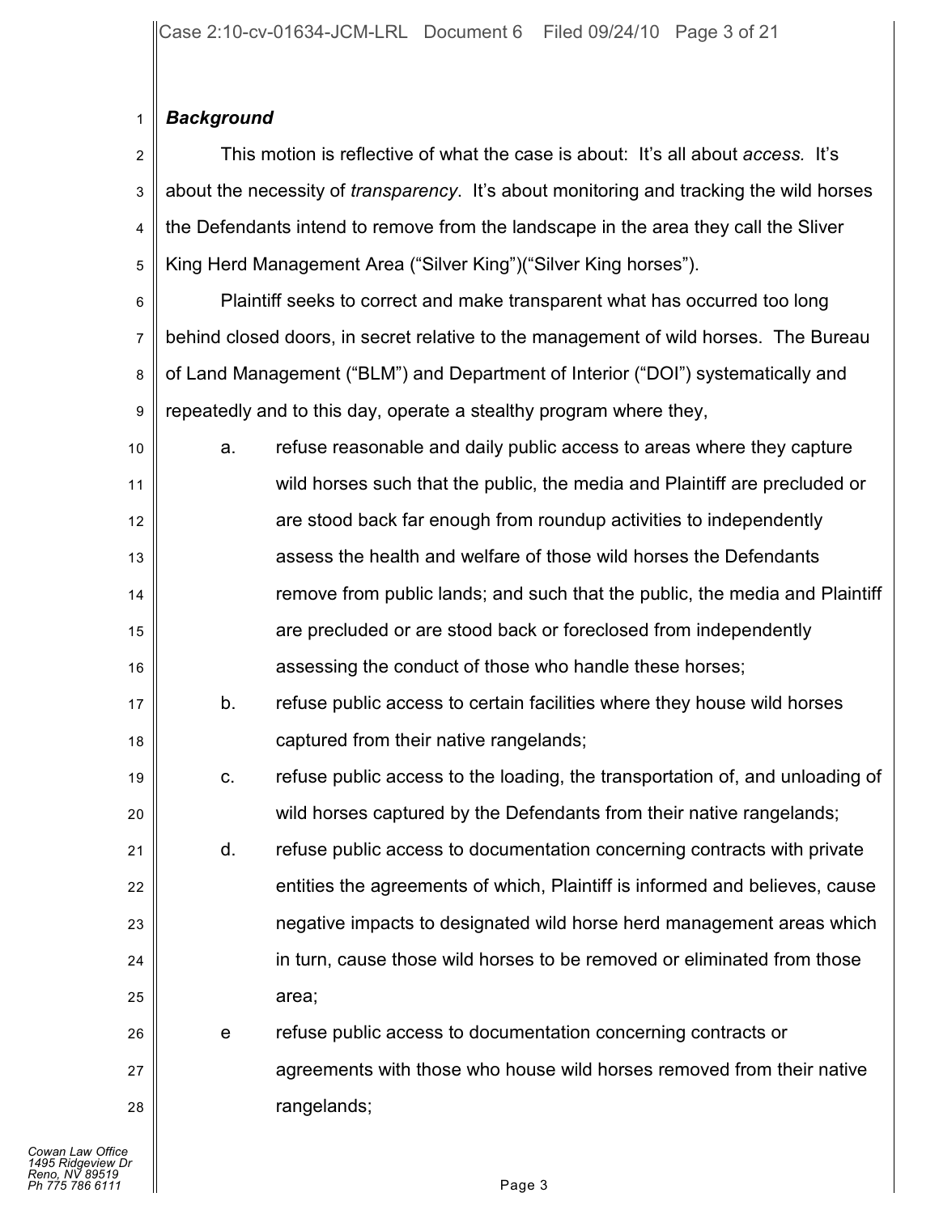***Background***

This motion is reflective of what the case is about: It's all about *access.* It's about the necessity of *transparency*. It's about monitoring and tracking the wild horses the Defendants intend to remove from the landscape in the area they call the Sliver King Herd Management Area ("Silver King")("Silver King horses").

Plaintiff seeks to correct and make transparent what has occurred too long behind closed doors, in secret relative to the management of wild horses. The Bureau of Land Management ("BLM") and Department of Interior ("DOI") systematically and repeatedly and to this day, operate a stealthy program where they,

a. refuse reasonable and daily public access to areas where they capture wild horses such that the public, the media and Plaintiff are precluded or are stood back far enough from roundup activities to independently assess the health and welfare of those wild horses the Defendants remove from public lands; and such that the public, the media and Plaintiff are precluded or are stood back or foreclosed from independently assessing the conduct of those who handle these horses;

b. refuse public access to certain facilities where they house wild horses captured from their native rangelands;

c. refuse public access to the loading, the transportation of, and unloading of wild horses captured by the Defendants from their native rangelands;

d. refuse public access to documentation concerning contracts with private entities the agreements of which, Plaintiff is informed and believes, cause negative impacts to designated wild horse herd management areas which in turn, cause those wild horses to be removed or eliminated from those area;

e refuse public access to documentation concerning contracts or agreements with those who house wild horses removed from their native rangelands;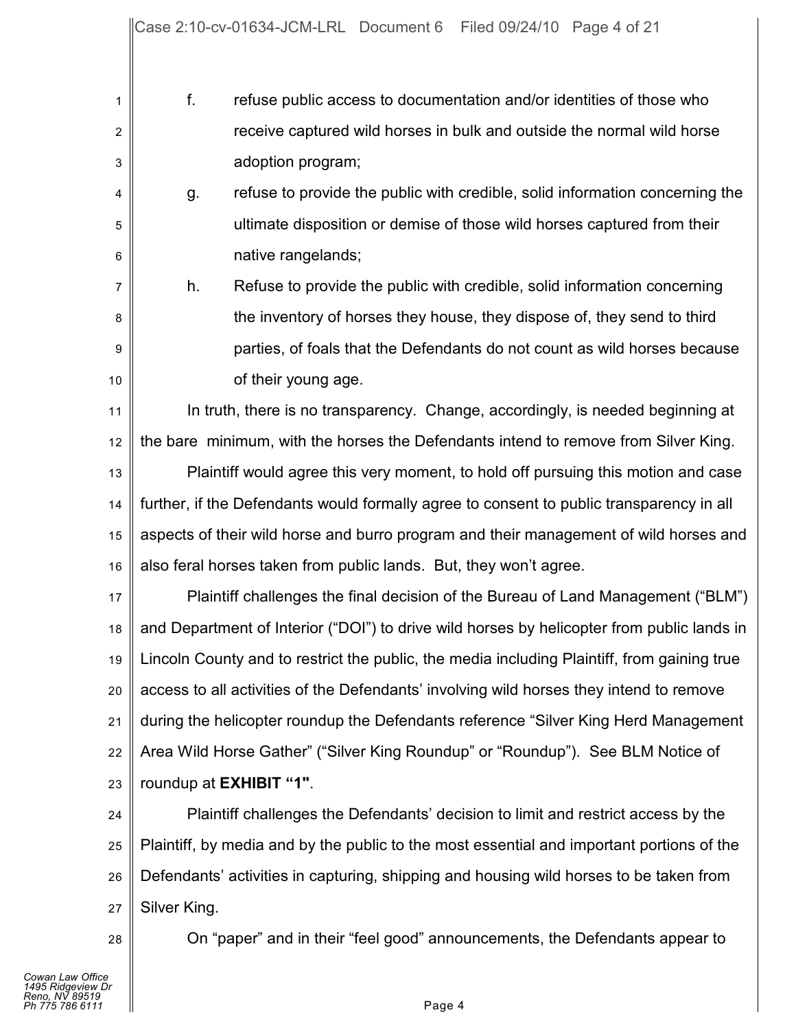f. refuse public access to documentation and/or identities of those who receive captured wild horses in bulk and outside the normal wild horse adoption program;

g. refuse to provide the public with credible, solid information concerning the ultimate disposition or demise of those wild horses captured from their native rangelands;

h. Refuse to provide the public with credible, solid information concerning the inventory of horses they house, they dispose of, they send to third parties, of foals that the Defendants do not count as wild horses because of their young age.

In truth, there is no transparency. Change, accordingly, is needed beginning at the bare minimum, with the horses the Defendants intend to remove from Silver King.

Plaintiff would agree this very moment, to hold off pursuing this motion and case further, if the Defendants would formally agree to consent to public transparency in all aspects of their wild horse and burro program and their management of wild horses and also feral horses taken from public lands. But, they won't agree.

Plaintiff challenges the final decision of the Bureau of Land Management ("BLM") and Department of Interior ("DOI") to drive wild horses by helicopter from public lands in Lincoln County and to restrict the public, the media including Plaintiff, from gaining true access to all activities of the Defendants' involving wild horses they intend to remove during the helicopter roundup the Defendants reference "Silver King Herd Management Area Wild Horse Gather" ("Silver King Roundup" or "Roundup"). See BLM Notice of roundup at **EXHIBIT "1"**.

Plaintiff challenges the Defendants' decision to limit and restrict access by the Plaintiff, by media and by the public to the most essential and important portions of the Defendants' activities in capturing, shipping and housing wild horses to be taken from Silver King.

On "paper" and in their "feel good" announcements, the Defendants appear to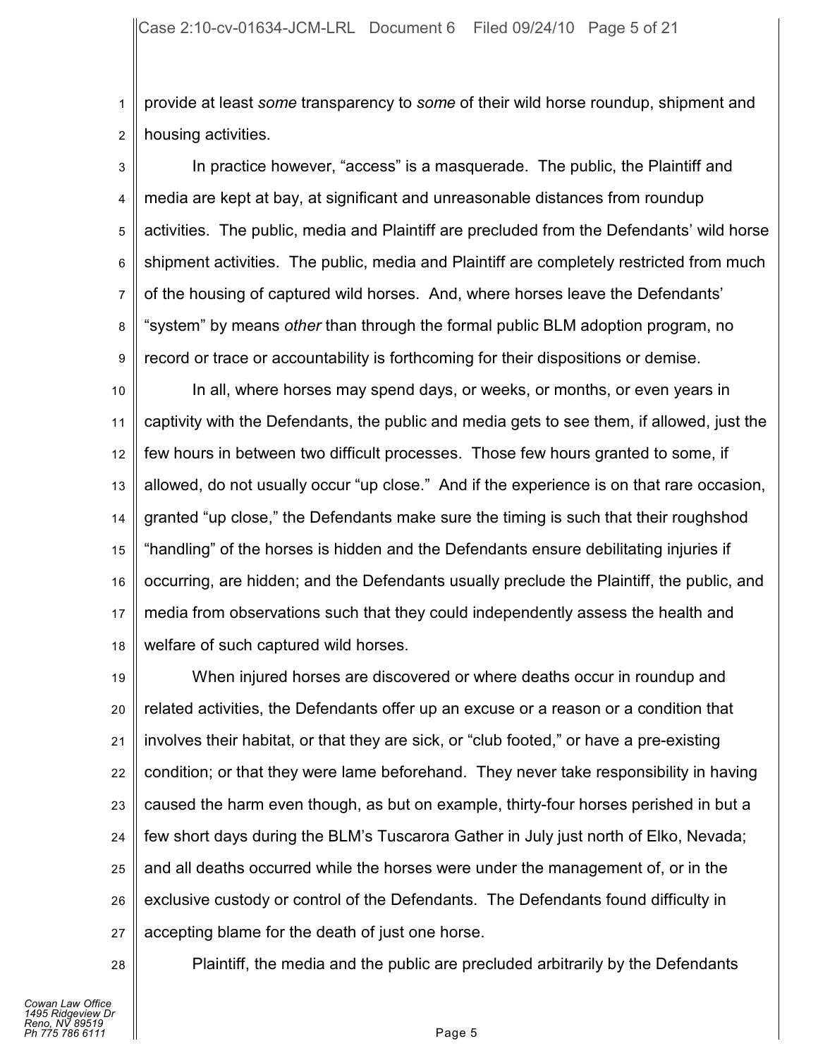provide at least *some* transparency to *some* of their wild horse roundup, shipment and housing activities.

In practice however, "access" is a masquerade. The public, the Plaintiff and media are kept at bay, at significant and unreasonable distances from roundup activities. The public, media and Plaintiff are precluded from the Defendants' wild horse shipment activities. The public, media and Plaintiff are completely restricted from much of the housing of captured wild horses. And, where horses leave the Defendants' "system" by means *other* than through the formal public BLM adoption program, no record or trace or accountability is forthcoming for their dispositions or demise.

In all, where horses may spend days, or weeks, or months, or even years in captivity with the Defendants, the public and media gets to see them, if allowed, just the few hours in between two difficult processes. Those few hours granted to some, if allowed, do not usually occur "up close." And if the experience is on that rare occasion, granted "up close," the Defendants make sure the timing is such that their roughshod "handling" of the horses is hidden and the Defendants ensure debilitating injuries if occurring, are hidden; and the Defendants usually preclude the Plaintiff, the public, and media from observations such that they could independently assess the health and welfare of such captured wild horses.

When injured horses are discovered or where deaths occur in roundup and related activities, the Defendants offer up an excuse or a reason or a condition that involves their habitat, or that they are sick, or "club footed," or have a pre-existing condition; or that they were lame beforehand. They never take responsibility in having caused the harm even though, as but on example, thirty-four horses perished in but a few short days during the BLM's Tuscarora Gather in July just north of Elko, Nevada; and all deaths occurred while the horses were under the management of, or in the exclusive custody or control of the Defendants. The Defendants found difficulty in accepting blame for the death of just one horse.

Plaintiff, the media and the public are precluded arbitrarily by the Defendants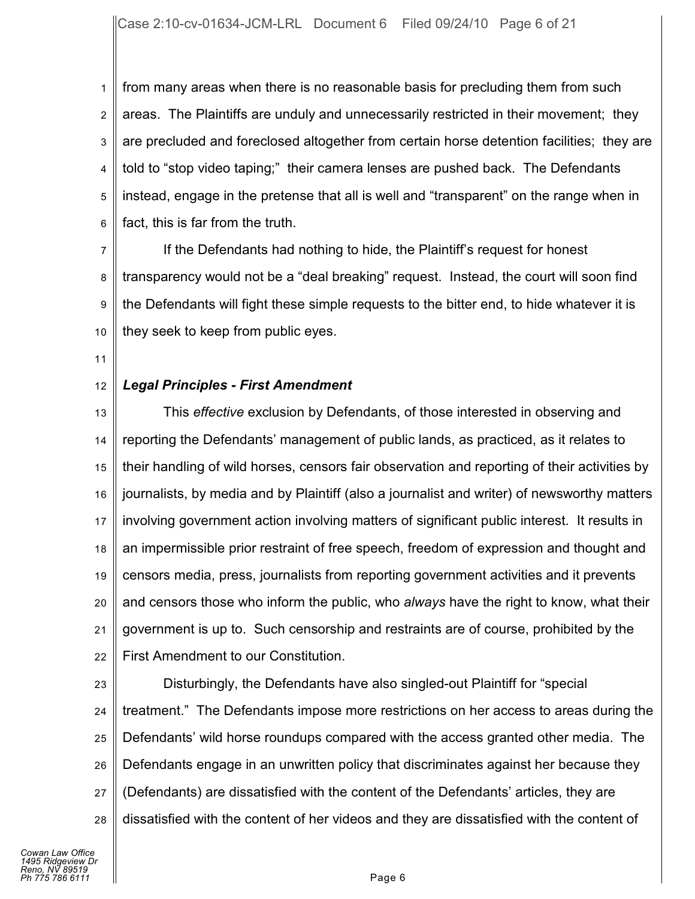from many areas when there is no reasonable basis for precluding them from such areas. The Plaintiffs are unduly and unnecessarily restricted in their movement; they are precluded and foreclosed altogether from certain horse detention facilities; they are told to "stop video taping;" their camera lenses are pushed back. The Defendants instead, engage in the pretense that all is well and "transparent" on the range when in fact, this is far from the truth.

If the Defendants had nothing to hide, the Plaintiff's request for honest transparency would not be a "deal breaking" request. Instead, the court will soon find the Defendants will fight these simple requests to the bitter end, to hide whatever it is they seek to keep from public eyes.

***Legal Principles - First Amendment***

This *effective* exclusion by Defendants, of those interested in observing and reporting the Defendants' management of public lands, as practiced, as it relates to their handling of wild horses, censors fair observation and reporting of their activities by journalists, by media and by Plaintiff (also a journalist and writer) of newsworthy matters involving government action involving matters of significant public interest. It results in an impermissible prior restraint of free speech, freedom of expression and thought and censors media, press, journalists from reporting government activities and it prevents and censors those who inform the public, who *always* have the right to know, what their government is up to. Such censorship and restraints are of course, prohibited by the First Amendment to our Constitution.

Disturbingly, the Defendants have also singled-out Plaintiff for "special treatment." The Defendants impose more restrictions on her access to areas during the Defendants' wild horse roundups compared with the access granted other media. The Defendants engage in an unwritten policy that discriminates against her because they (Defendants) are dissatisfied with the content of the Defendants' articles, they are dissatisfied with the content of her videos and they are dissatisfied with the content of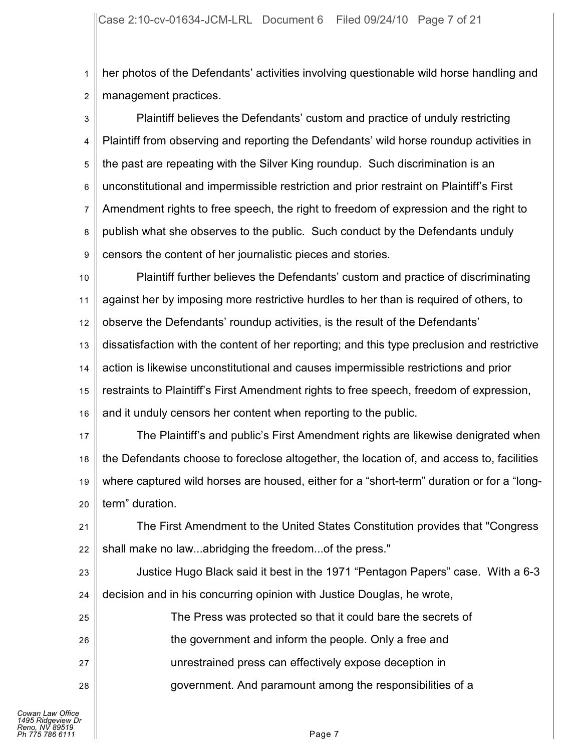her photos of the Defendants' activities involving questionable wild horse handling and management practices.

Plaintiff believes the Defendants' custom and practice of unduly restricting Plaintiff from observing and reporting the Defendants' wild horse roundup activities in the past are repeating with the Silver King roundup. Such discrimination is an unconstitutional and impermissible restriction and prior restraint on Plaintiff's First Amendment rights to free speech, the right to freedom of expression and the right to publish what she observes to the public. Such conduct by the Defendants unduly censors the content of her journalistic pieces and stories.

Plaintiff further believes the Defendants' custom and practice of discriminating against her by imposing more restrictive hurdles to her than is required of others, to observe the Defendants' roundup activities, is the result of the Defendants' dissatisfaction with the content of her reporting; and this type preclusion and restrictive action is likewise unconstitutional and causes impermissible restrictions and prior restraints to Plaintiff's First Amendment rights to free speech, freedom of expression, and it unduly censors her content when reporting to the public.

The Plaintiff's and public's First Amendment rights are likewise denigrated when the Defendants choose to foreclose altogether, the location of, and access to, facilities where captured wild horses are housed, either for a "short-term" duration or for a "long-term" duration.

The First Amendment to the United States Constitution provides that "Congress shall make no law...abridging the freedom...of the press."

Justice Hugo Black said it best in the 1971 "Pentagon Papers" case. With a 6-3 decision and in his concurring opinion with Justice Douglas, he wrote,

> The Press was protected so that it could bare the secrets of the government and inform the people. Only a free and unrestrained press can effectively expose deception in government. And paramount among the responsibilities of a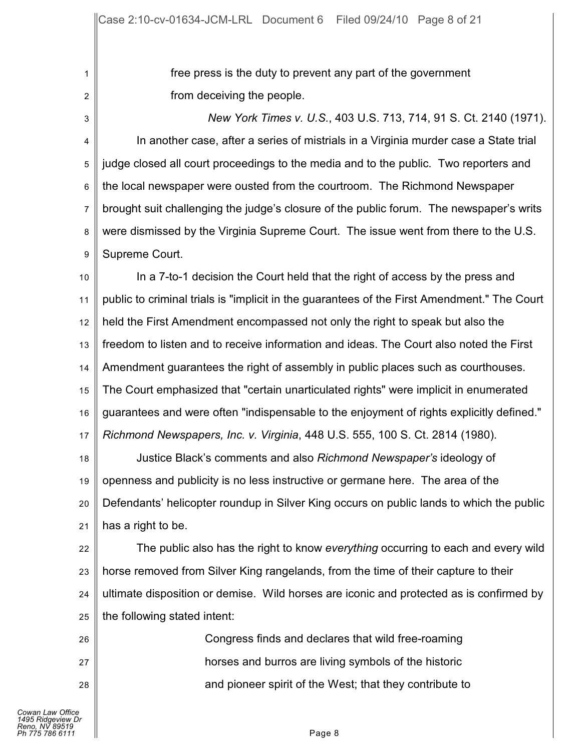> free press is the duty to prevent any part of the government from deceiving the people.
>
> *New York Times v. U.S.*, 403 U.S. 713, 714, 91 S. Ct. 2140 (1971).

In another case, after a series of mistrials in a Virginia murder case a State trial judge closed all court proceedings to the media and to the public. Two reporters and the local newspaper were ousted from the courtroom. The Richmond Newspaper brought suit challenging the judge's closure of the public forum. The newspaper's writs were dismissed by the Virginia Supreme Court. The issue went from there to the U.S. Supreme Court.

In a 7-to-1 decision the Court held that the right of access by the press and public to criminal trials is "implicit in the guarantees of the First Amendment." The Court held the First Amendment encompassed not only the right to speak but also the freedom to listen and to receive information and ideas. The Court also noted the First Amendment guarantees the right of assembly in public places such as courthouses. The Court emphasized that "certain unarticulated rights" were implicit in enumerated guarantees and were often "indispensable to the enjoyment of rights explicitly defined." *Richmond Newspapers, Inc. v. Virginia*, 448 U.S. 555, 100 S. Ct. 2814 (1980).

Justice Black's comments and also *Richmond Newspaper's* ideology of openness and publicity is no less instructive or germane here. The area of the Defendants' helicopter roundup in Silver King occurs on public lands to which the public has a right to be.

The public also has the right to know *everything* occurring to each and every wild horse removed from Silver King rangelands, from the time of their capture to their ultimate disposition or demise. Wild horses are iconic and protected as is confirmed by the following stated intent:

> Congress finds and declares that wild free-roaming horses and burros are living symbols of the historic and pioneer spirit of the West; that they contribute to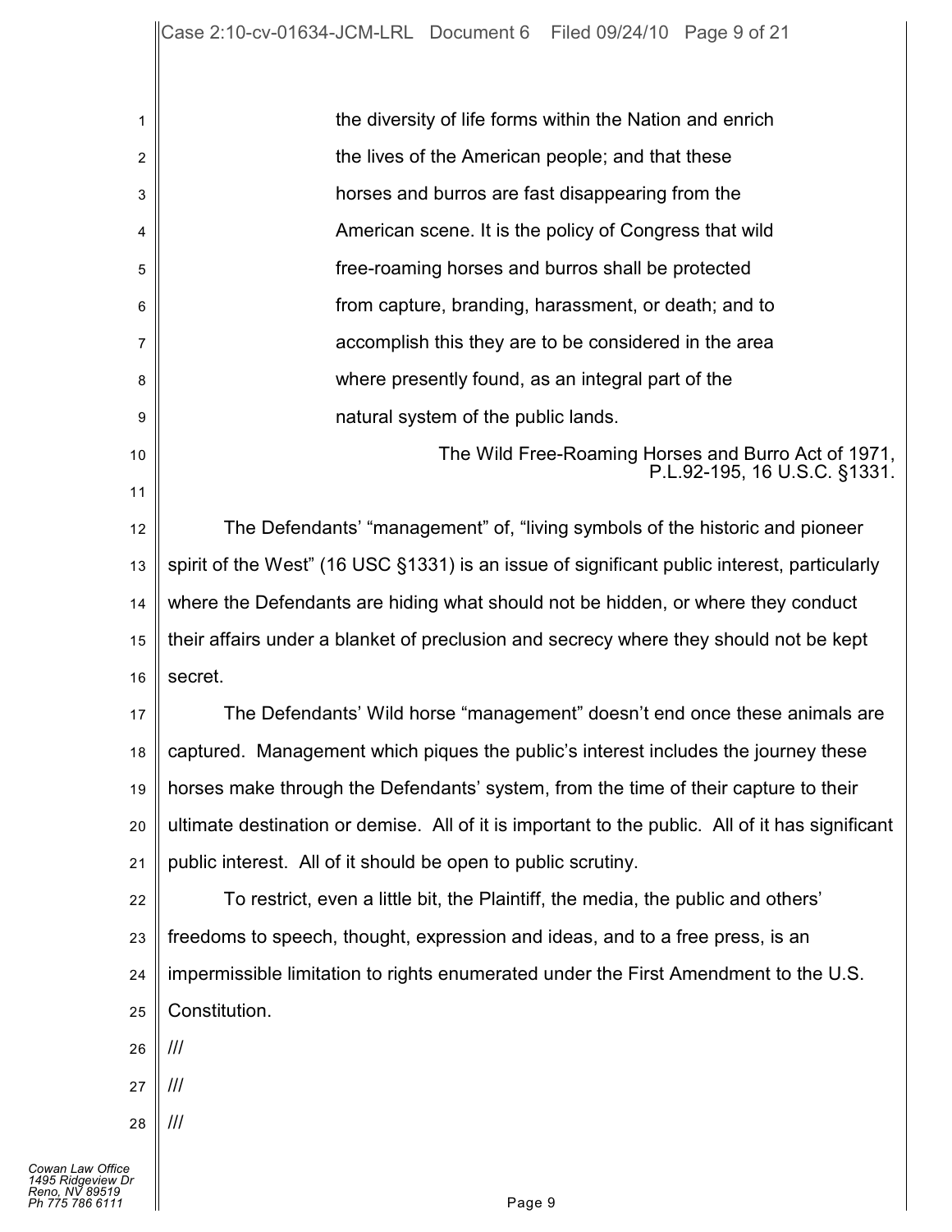> the diversity of life forms within the Nation and enrich the lives of the American people; and that these horses and burros are fast disappearing from the American scene. It is the policy of Congress that wild free-roaming horses and burros shall be protected from capture, branding, harassment, or death; and to accomplish this they are to be considered in the area where presently found, as an integral part of the natural system of the public lands.
>
> The Wild Free-Roaming Horses and Burro Act of 1971, P.L.92-195, 16 U.S.C. §1331.

The Defendants' "management" of, "living symbols of the historic and pioneer spirit of the West" (16 USC §1331) is an issue of significant public interest, particularly where the Defendants are hiding what should not be hidden, or where they conduct their affairs under a blanket of preclusion and secrecy where they should not be kept secret.

The Defendants' Wild horse "management" doesn't end once these animals are captured. Management which piques the public's interest includes the journey these horses make through the Defendants' system, from the time of their capture to their ultimate destination or demise. All of it is important to the public. All of it has significant public interest. All of it should be open to public scrutiny.

To restrict, even a little bit, the Plaintiff, the media, the public and others' freedoms to speech, thought, expression and ideas, and to a free press, is an impermissible limitation to rights enumerated under the First Amendment to the U.S. Constitution.

///

///

///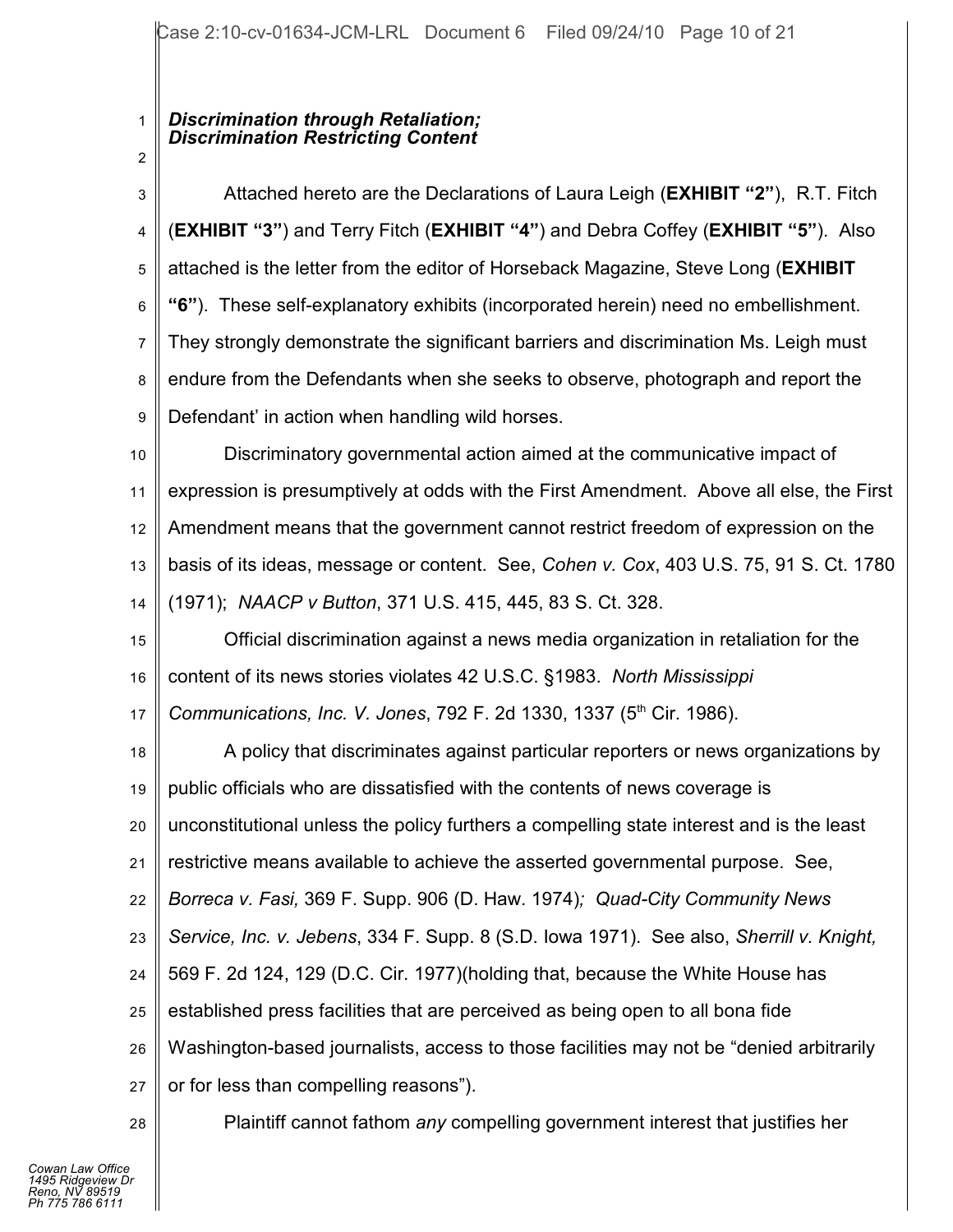***Discrimination through Retaliation;***
***Discrimination Restricting Content***

Attached hereto are the Declarations of Laura Leigh (**EXHIBIT "2"**), R.T. Fitch (**EXHIBIT "3"**) and Terry Fitch (**EXHIBIT "4"**) and Debra Coffey (**EXHIBIT "5"**). Also attached is the letter from the editor of Horseback Magazine, Steve Long (**EXHIBIT "6"**). These self-explanatory exhibits (incorporated herein) need no embellishment. They strongly demonstrate the significant barriers and discrimination Ms. Leigh must endure from the Defendants when she seeks to observe, photograph and report the Defendant' in action when handling wild horses.

Discriminatory governmental action aimed at the communicative impact of expression is presumptively at odds with the First Amendment. Above all else, the First Amendment means that the government cannot restrict freedom of expression on the basis of its ideas, message or content. See, *Cohen v. Cox*, 403 U.S. 75, 91 S. Ct. 1780 (1971); *NAACP v Button*, 371 U.S. 415, 445, 83 S. Ct. 328.

Official discrimination against a news media organization in retaliation for the content of its news stories violates 42 U.S.C. §1983. *North Mississippi Communications, Inc. V. Jones*, 792 F. 2d 1330, 1337 (5th Cir. 1986).

A policy that discriminates against particular reporters or news organizations by public officials who are dissatisfied with the contents of news coverage is unconstitutional unless the policy furthers a compelling state interest and is the least restrictive means available to achieve the asserted governmental purpose. See, *Borreca v. Fasi,* 369 F. Supp. 906 (D. Haw. 1974)*; Quad-City Community News Service, Inc. v. Jebens*, 334 F. Supp. 8 (S.D. Iowa 1971). See also, *Sherrill v. Knight,* 569 F. 2d 124, 129 (D.C. Cir. 1977)(holding that, because the White House has established press facilities that are perceived as being open to all bona fide Washington-based journalists, access to those facilities may not be "denied arbitrarily or for less than compelling reasons").

Plaintiff cannot fathom *any* compelling government interest that justifies her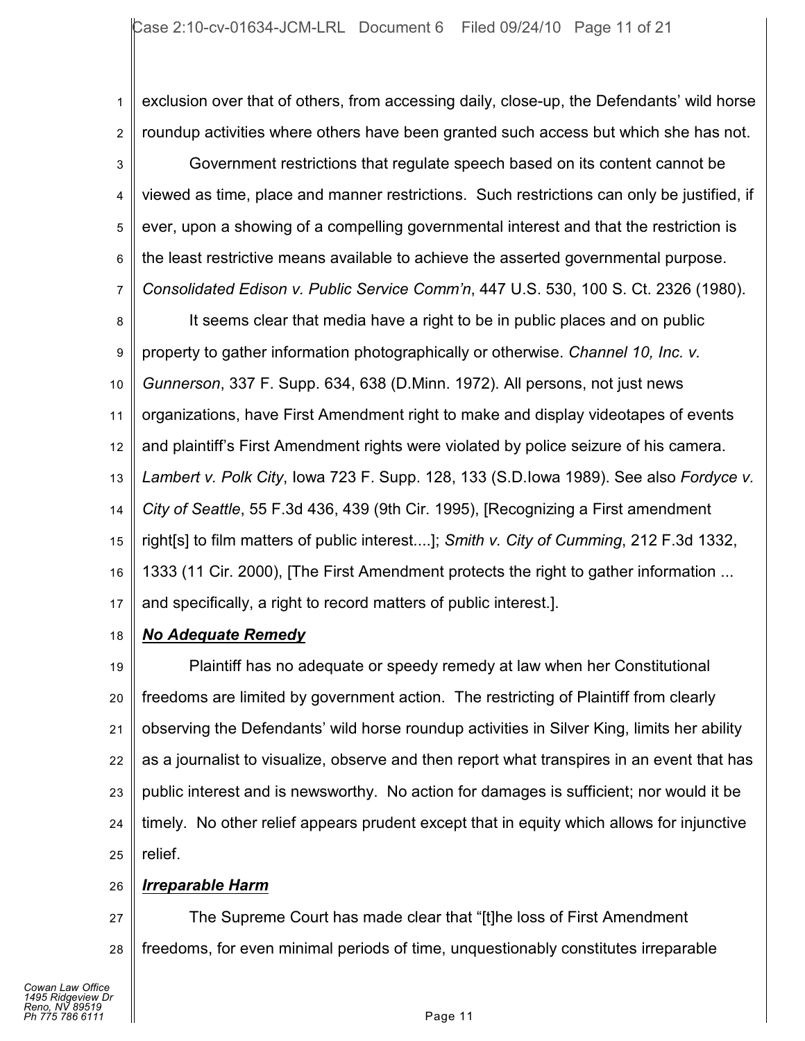exclusion over that of others, from accessing daily, close-up, the Defendants' wild horse roundup activities where others have been granted such access but which she has not.

Government restrictions that regulate speech based on its content cannot be viewed as time, place and manner restrictions. Such restrictions can only be justified, if ever, upon a showing of a compelling governmental interest and that the restriction is the least restrictive means available to achieve the asserted governmental purpose. *Consolidated Edison v. Public Service Comm'n*, 447 U.S. 530, 100 S. Ct. 2326 (1980).

It seems clear that media have a right to be in public places and on public property to gather information photographically or otherwise. *Channel 10, Inc. v. Gunnerson*, 337 F. Supp. 634, 638 (D.Minn. 1972). All persons, not just news organizations, have First Amendment right to make and display videotapes of events and plaintiff's First Amendment rights were violated by police seizure of his camera. *Lambert v. Polk City*, Iowa 723 F. Supp. 128, 133 (S.D.Iowa 1989). See also *Fordyce v. City of Seattle*, 55 F.3d 436, 439 (9th Cir. 1995), [Recognizing a First amendment right[s] to film matters of public interest....]; *Smith v. City of Cumming*, 212 F.3d 1332, 1333 (11 Cir. 2000), [The First Amendment protects the right to gather information ... and specifically, a right to record matters of public interest.].

***No Adequate Remedy***

Plaintiff has no adequate or speedy remedy at law when her Constitutional freedoms are limited by government action. The restricting of Plaintiff from clearly observing the Defendants' wild horse roundup activities in Silver King, limits her ability as a journalist to visualize, observe and then report what transpires in an event that has public interest and is newsworthy. No action for damages is sufficient; nor would it be timely. No other relief appears prudent except that in equity which allows for injunctive relief.

***Irreparable Harm***

The Supreme Court has made clear that "[t]he loss of First Amendment freedoms, for even minimal periods of time, unquestionably constitutes irreparable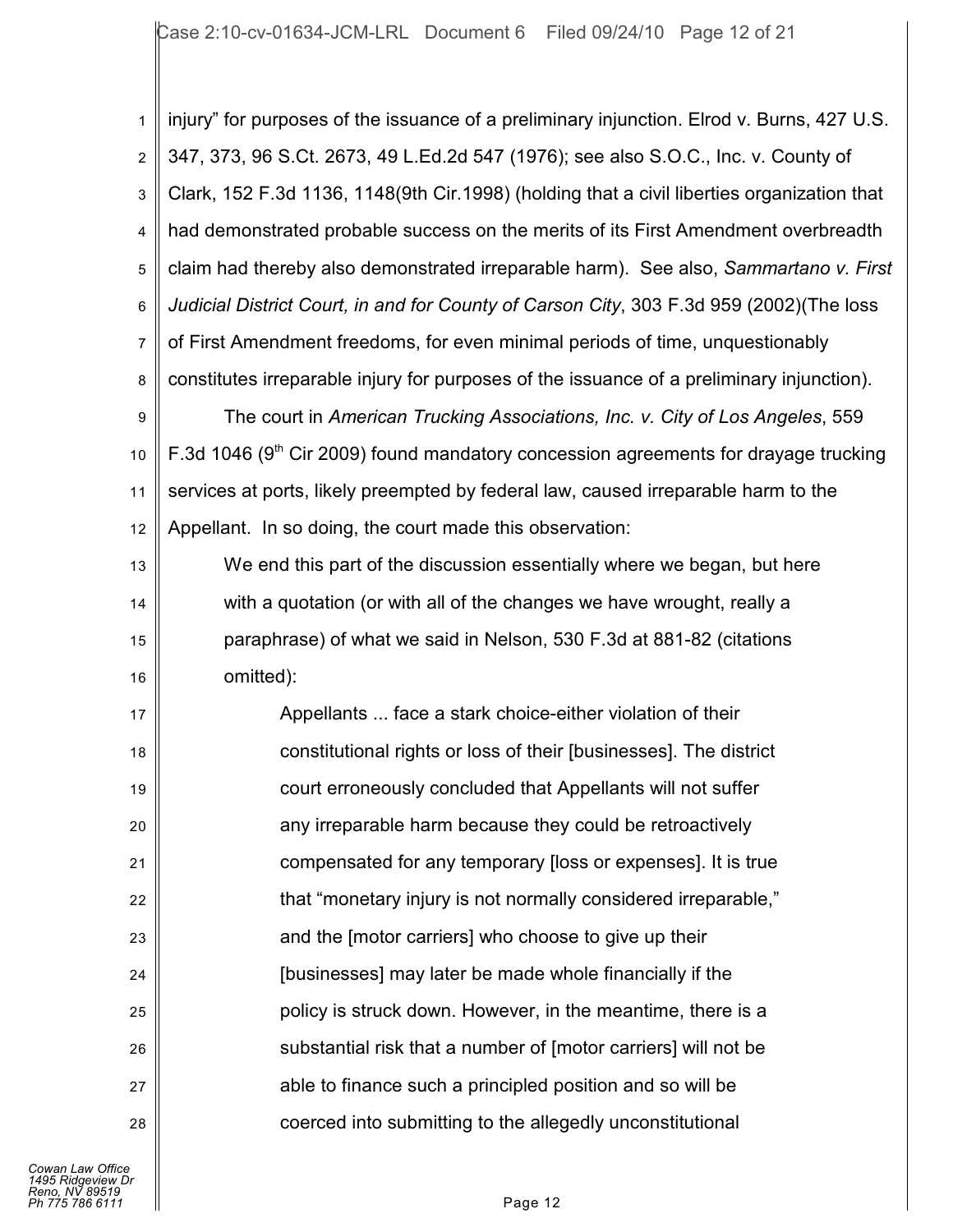injury" for purposes of the issuance of a preliminary injunction. Elrod v. Burns, 427 U.S. 347, 373, 96 S.Ct. 2673, 49 L.Ed.2d 547 (1976); see also S.O.C., Inc. v. County of Clark, 152 F.3d 1136, 1148(9th Cir.1998) (holding that a civil liberties organization that had demonstrated probable success on the merits of its First Amendment overbreadth claim had thereby also demonstrated irreparable harm). See also, *Sammartano v. First Judicial District Court, in and for County of Carson City*, 303 F.3d 959 (2002)(The loss of First Amendment freedoms, for even minimal periods of time, unquestionably constitutes irreparable injury for purposes of the issuance of a preliminary injunction).

The court in *American Trucking Associations, Inc. v. City of Los Angeles*, 559 F.3d 1046 (9th Cir 2009) found mandatory concession agreements for drayage trucking services at ports, likely preempted by federal law, caused irreparable harm to the Appellant. In so doing, the court made this observation:

> We end this part of the discussion essentially where we began, but here with a quotation (or with all of the changes we have wrought, really a paraphrase) of what we said in Nelson, 530 F.3d at 881-82 (citations omitted):
>
> > Appellants ... face a stark choice-either violation of their constitutional rights or loss of their [businesses]. The district court erroneously concluded that Appellants will not suffer any irreparable harm because they could be retroactively compensated for any temporary [loss or expenses]. It is true that "monetary injury is not normally considered irreparable," and the [motor carriers] who choose to give up their [businesses] may later be made whole financially if the policy is struck down. However, in the meantime, there is a substantial risk that a number of [motor carriers] will not be able to finance such a principled position and so will be coerced into submitting to the allegedly unconstitutional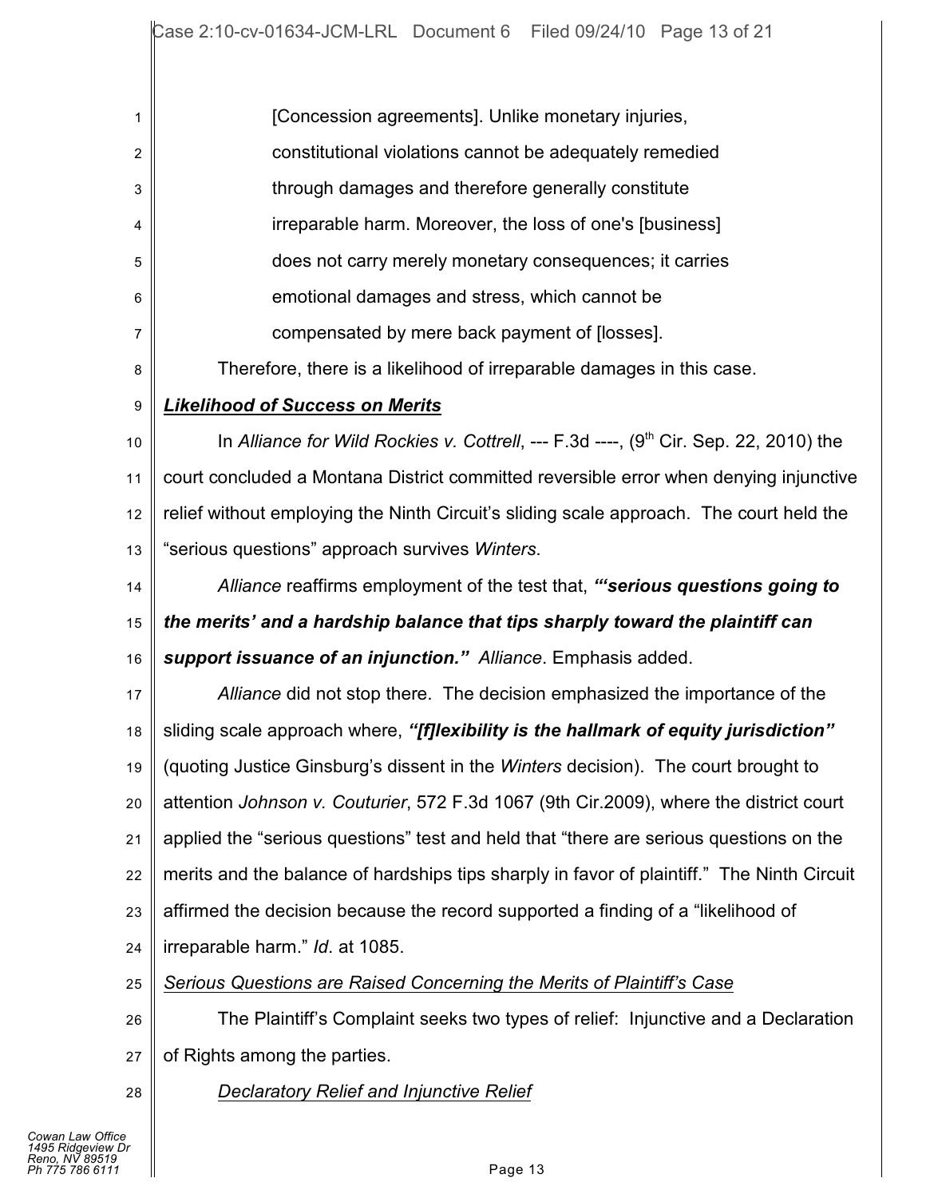> [Concession agreements]. Unlike monetary injuries, constitutional violations cannot be adequately remedied through damages and therefore generally constitute irreparable harm. Moreover, the loss of one's [business] does not carry merely monetary consequences; it carries emotional damages and stress, which cannot be compensated by mere back payment of [losses].

Therefore, there is a likelihood of irreparable damages in this case.

***Likelihood of Success on Merits***

In *Alliance for Wild Rockies v. Cottrell*, --- F.3d ----, (9th Cir. Sep. 22, 2010) the court concluded a Montana District committed reversible error when denying injunctive relief without employing the Ninth Circuit's sliding scale approach. The court held the "serious questions" approach survives *Winters*.

*Alliance* reaffirms employment of the test that, ***"'serious questions going to the merits' and a hardship balance that tips sharply toward the plaintiff can support issuance of an injunction."*** *Alliance*. Emphasis added.

*Alliance* did not stop there. The decision emphasized the importance of the sliding scale approach where, ***"[f]lexibility is the hallmark of equity jurisdiction"*** (quoting Justice Ginsburg's dissent in the *Winters* decision). The court brought to attention *Johnson v. Couturier*, 572 F.3d 1067 (9th Cir.2009), where the district court applied the "serious questions" test and held that "there are serious questions on the merits and the balance of hardships tips sharply in favor of plaintiff." The Ninth Circuit affirmed the decision because the record supported a finding of a "likelihood of irreparable harm." *Id*. at 1085.

*Serious Questions are Raised Concerning the Merits of Plaintiff's Case*

The Plaintiff's Complaint seeks two types of relief: Injunctive and a Declaration of Rights among the parties.

*Declaratory Relief and Injunctive Relief*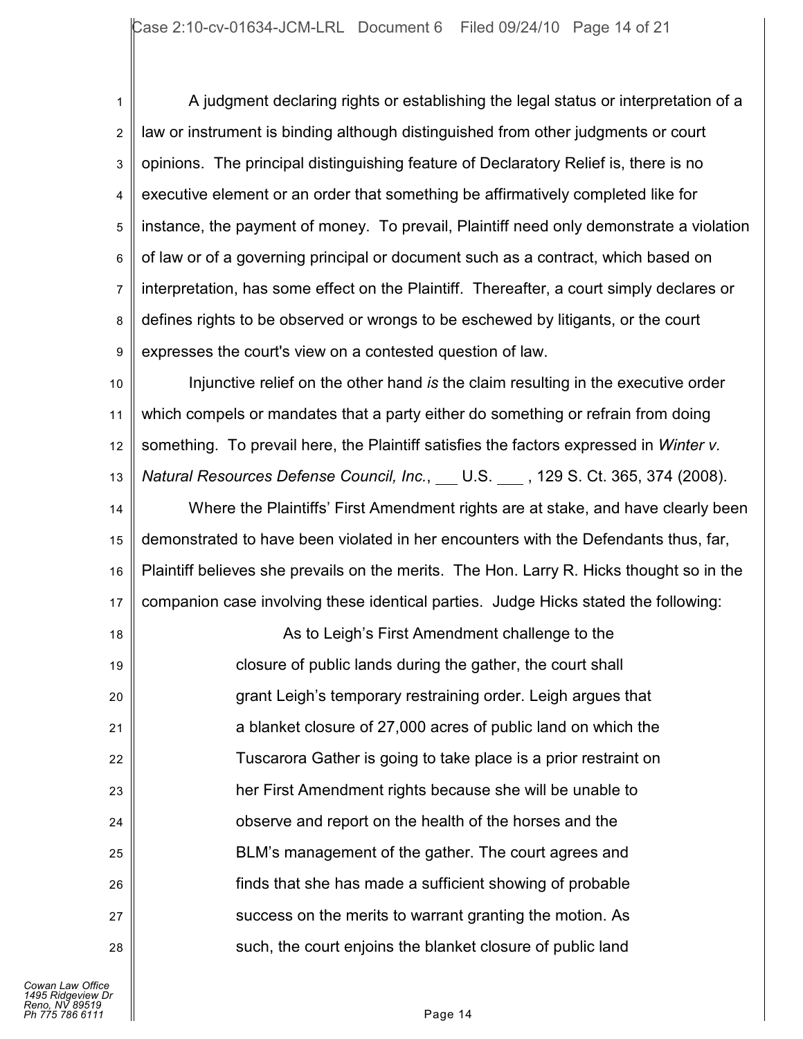A judgment declaring rights or establishing the legal status or interpretation of a law or instrument is binding although distinguished from other judgments or court opinions. The principal distinguishing feature of Declaratory Relief is, there is no executive element or an order that something be affirmatively completed like for instance, the payment of money. To prevail, Plaintiff need only demonstrate a violation of law or of a governing principal or document such as a contract, which based on interpretation, has some effect on the Plaintiff. Thereafter, a court simply declares or defines rights to be observed or wrongs to be eschewed by litigants, or the court expresses the court's view on a contested question of law.

Injunctive relief on the other hand *is* the claim resulting in the executive order which compels or mandates that a party either do something or refrain from doing something. To prevail here, the Plaintiff satisfies the factors expressed in *Winter v. Natural Resources Defense Council, Inc.*, ___ U.S. ___ , 129 S. Ct. 365, 374 (2008).

Where the Plaintiffs' First Amendment rights are at stake, and have clearly been demonstrated to have been violated in her encounters with the Defendants thus, far, Plaintiff believes she prevails on the merits. The Hon. Larry R. Hicks thought so in the companion case involving these identical parties. Judge Hicks stated the following:

> As to Leigh's First Amendment challenge to the closure of public lands during the gather, the court shall grant Leigh's temporary restraining order. Leigh argues that a blanket closure of 27,000 acres of public land on which the Tuscarora Gather is going to take place is a prior restraint on her First Amendment rights because she will be unable to observe and report on the health of the horses and the BLM's management of the gather. The court agrees and finds that she has made a sufficient showing of probable success on the merits to warrant granting the motion. As such, the court enjoins the blanket closure of public land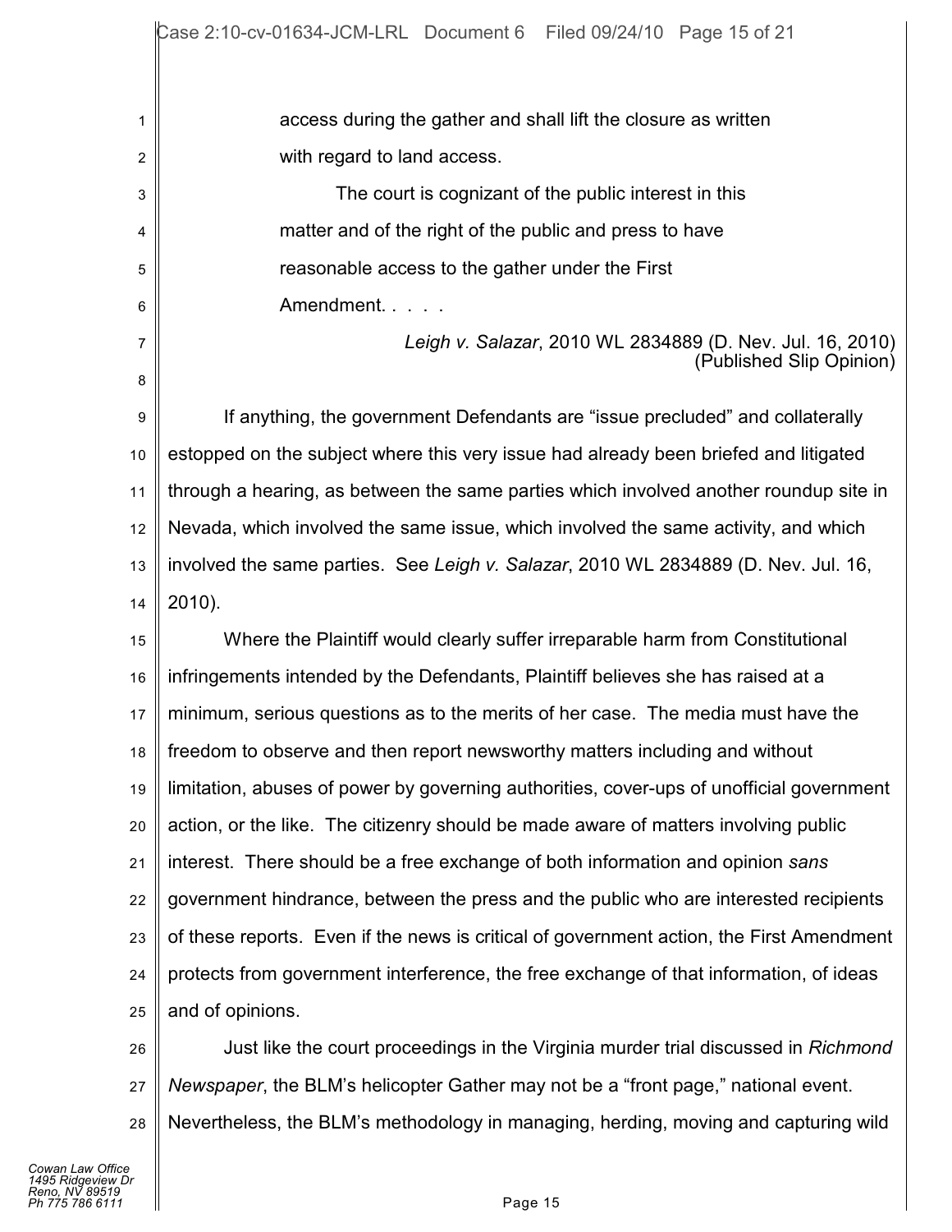> access during the gather and shall lift the closure as written with regard to land access.
>
> The court is cognizant of the public interest in this matter and of the right of the public and press to have reasonable access to the gather under the First Amendment. . . . .
>
> *Leigh v. Salazar*, 2010 WL 2834889 (D. Nev. Jul. 16, 2010) (Published Slip Opinion)

If anything, the government Defendants are "issue precluded" and collaterally estopped on the subject where this very issue had already been briefed and litigated through a hearing, as between the same parties which involved another roundup site in Nevada, which involved the same issue, which involved the same activity, and which involved the same parties. See *Leigh v. Salazar*, 2010 WL 2834889 (D. Nev. Jul. 16, 2010).

Where the Plaintiff would clearly suffer irreparable harm from Constitutional infringements intended by the Defendants, Plaintiff believes she has raised at a minimum, serious questions as to the merits of her case. The media must have the freedom to observe and then report newsworthy matters including and without limitation, abuses of power by governing authorities, cover-ups of unofficial government action, or the like. The citizenry should be made aware of matters involving public interest. There should be a free exchange of both information and opinion *sans* government hindrance, between the press and the public who are interested recipients of these reports. Even if the news is critical of government action, the First Amendment protects from government interference, the free exchange of that information, of ideas and of opinions.

Just like the court proceedings in the Virginia murder trial discussed in *Richmond Newspaper*, the BLM's helicopter Gather may not be a "front page," national event. Nevertheless, the BLM's methodology in managing, herding, moving and capturing wild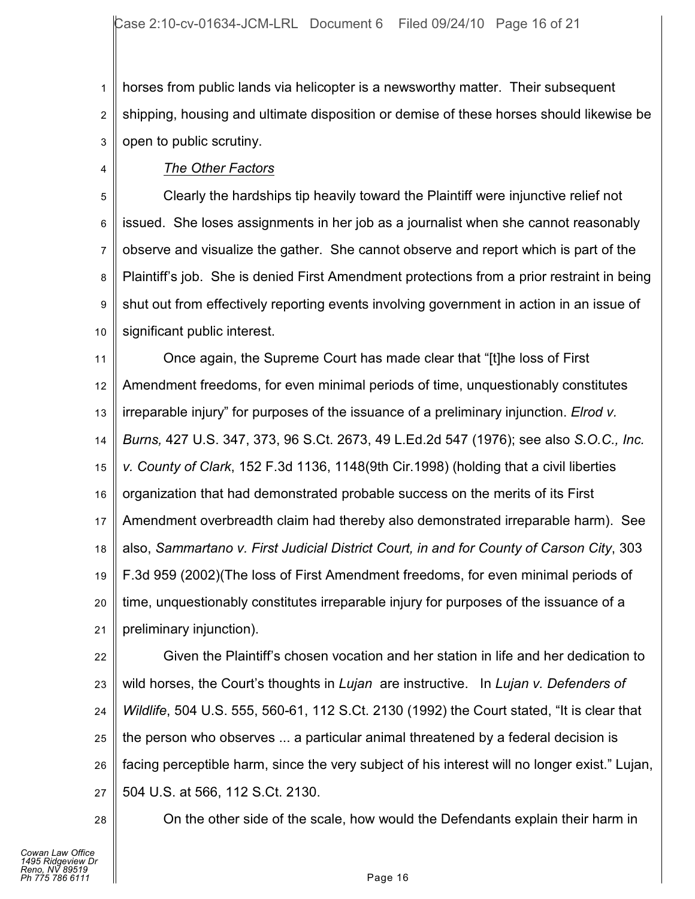horses from public lands via helicopter is a newsworthy matter. Their subsequent shipping, housing and ultimate disposition or demise of these horses should likewise be open to public scrutiny.

*The Other Factors*

Clearly the hardships tip heavily toward the Plaintiff were injunctive relief not issued. She loses assignments in her job as a journalist when she cannot reasonably observe and visualize the gather. She cannot observe and report which is part of the Plaintiff's job. She is denied First Amendment protections from a prior restraint in being shut out from effectively reporting events involving government in action in an issue of significant public interest.

Once again, the Supreme Court has made clear that "[t]he loss of First Amendment freedoms, for even minimal periods of time, unquestionably constitutes irreparable injury" for purposes of the issuance of a preliminary injunction. *Elrod v. Burns,* 427 U.S. 347, 373, 96 S.Ct. 2673, 49 L.Ed.2d 547 (1976); see also *S.O.C., Inc. v. County of Clark*, 152 F.3d 1136, 1148(9th Cir.1998) (holding that a civil liberties organization that had demonstrated probable success on the merits of its First Amendment overbreadth claim had thereby also demonstrated irreparable harm). See also, *Sammartano v. First Judicial District Court, in and for County of Carson City*, 303 F.3d 959 (2002)(The loss of First Amendment freedoms, for even minimal periods of time, unquestionably constitutes irreparable injury for purposes of the issuance of a preliminary injunction).

Given the Plaintiff's chosen vocation and her station in life and her dedication to wild horses, the Court's thoughts in *Lujan* are instructive. In *Lujan v. Defenders of Wildlife*, 504 U.S. 555, 560-61, 112 S.Ct. 2130 (1992) the Court stated, "It is clear that the person who observes ... a particular animal threatened by a federal decision is facing perceptible harm, since the very subject of his interest will no longer exist." Lujan, 504 U.S. at 566, 112 S.Ct. 2130.

On the other side of the scale, how would the Defendants explain their harm in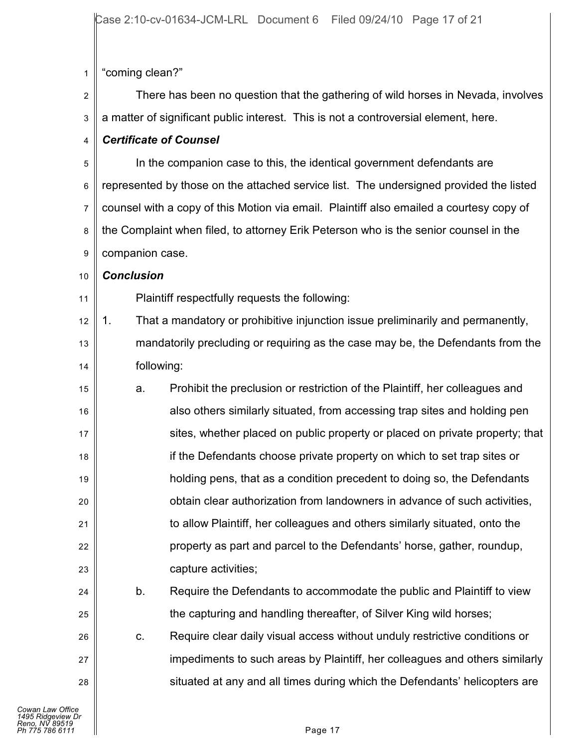"coming clean?"

There has been no question that the gathering of wild horses in Nevada, involves a matter of significant public interest. This is not a controversial element, here.

***Certificate of Counsel***

In the companion case to this, the identical government defendants are represented by those on the attached service list. The undersigned provided the listed counsel with a copy of this Motion via email. Plaintiff also emailed a courtesy copy of the Complaint when filed, to attorney Erik Peterson who is the senior counsel in the companion case.

***Conclusion***

Plaintiff respectfully requests the following:

1. That a mandatory or prohibitive injunction issue preliminarily and permanently, mandatorily precluding or requiring as the case may be, the Defendants from the following:
   a. Prohibit the preclusion or restriction of the Plaintiff, her colleagues and also others similarly situated, from accessing trap sites and holding pen sites, whether placed on public property or placed on private property; that if the Defendants choose private property on which to set trap sites or holding pens, that as a condition precedent to doing so, the Defendants obtain clear authorization from landowners in advance of such activities, to allow Plaintiff, her colleagues and others similarly situated, onto the property as part and parcel to the Defendants' horse, gather, roundup, capture activities;
   b. Require the Defendants to accommodate the public and Plaintiff to view the capturing and handling thereafter, of Silver King wild horses;
   c. Require clear daily visual access without unduly restrictive conditions or impediments to such areas by Plaintiff, her colleagues and others similarly situated at any and all times during which the Defendants' helicopters are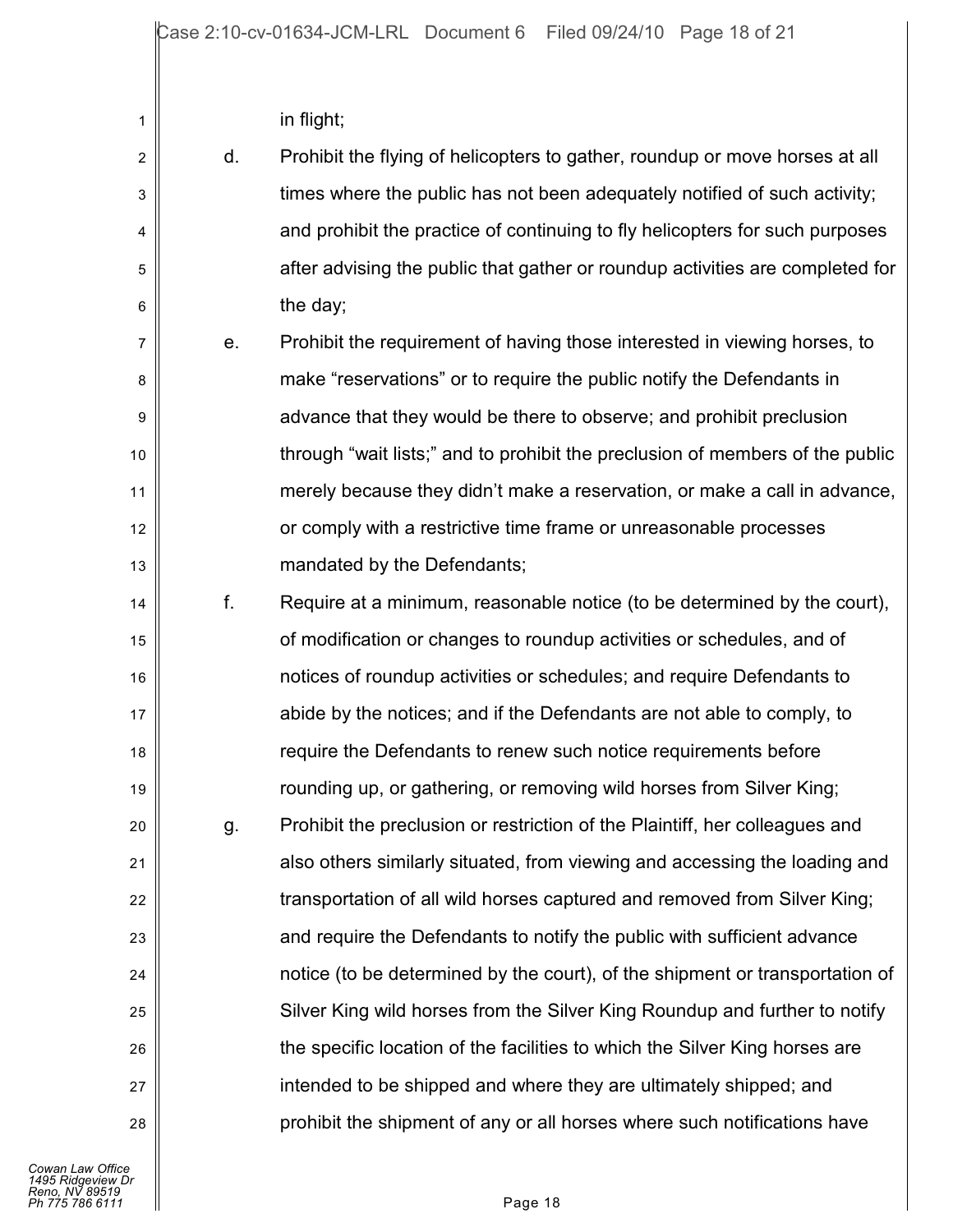in flight;

d. Prohibit the flying of helicopters to gather, roundup or move horses at all times where the public has not been adequately notified of such activity; and prohibit the practice of continuing to fly helicopters for such purposes after advising the public that gather or roundup activities are completed for the day;

e. Prohibit the requirement of having those interested in viewing horses, to make "reservations" or to require the public notify the Defendants in advance that they would be there to observe; and prohibit preclusion through "wait lists;" and to prohibit the preclusion of members of the public merely because they didn't make a reservation, or make a call in advance, or comply with a restrictive time frame or unreasonable processes mandated by the Defendants;

f. Require at a minimum, reasonable notice (to be determined by the court), of modification or changes to roundup activities or schedules, and of notices of roundup activities or schedules; and require Defendants to abide by the notices; and if the Defendants are not able to comply, to require the Defendants to renew such notice requirements before rounding up, or gathering, or removing wild horses from Silver King;

g. Prohibit the preclusion or restriction of the Plaintiff, her colleagues and also others similarly situated, from viewing and accessing the loading and transportation of all wild horses captured and removed from Silver King; and require the Defendants to notify the public with sufficient advance notice (to be determined by the court), of the shipment or transportation of Silver King wild horses from the Silver King Roundup and further to notify the specific location of the facilities to which the Silver King horses are intended to be shipped and where they are ultimately shipped; and prohibit the shipment of any or all horses where such notifications have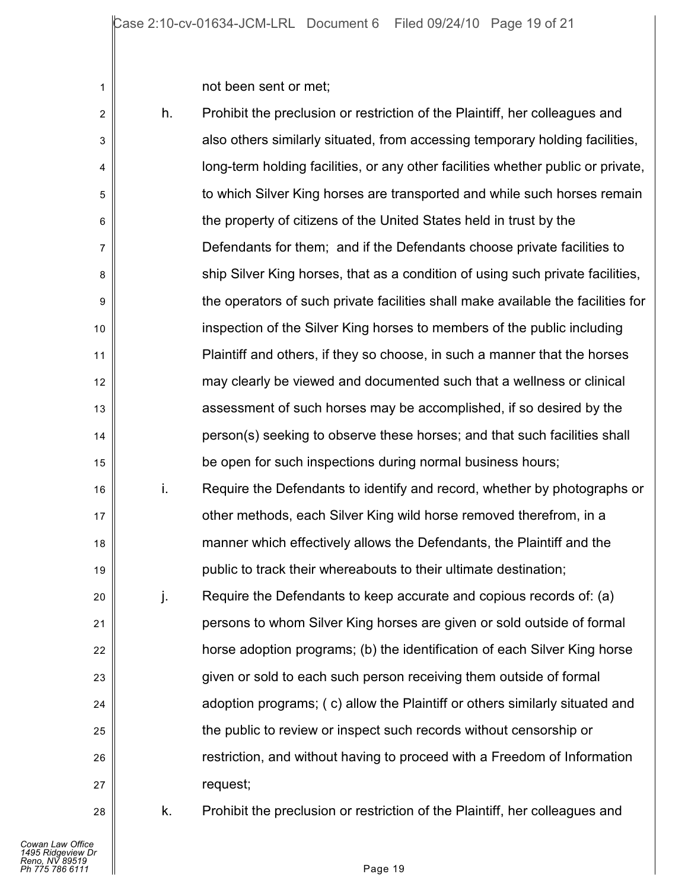not been sent or met;

h. Prohibit the preclusion or restriction of the Plaintiff, her colleagues and also others similarly situated, from accessing temporary holding facilities, long-term holding facilities, or any other facilities whether public or private, to which Silver King horses are transported and while such horses remain the property of citizens of the United States held in trust by the Defendants for them; and if the Defendants choose private facilities to ship Silver King horses, that as a condition of using such private facilities, the operators of such private facilities shall make available the facilities for inspection of the Silver King horses to members of the public including Plaintiff and others, if they so choose, in such a manner that the horses may clearly be viewed and documented such that a wellness or clinical assessment of such horses may be accomplished, if so desired by the person(s) seeking to observe these horses; and that such facilities shall be open for such inspections during normal business hours;

i. Require the Defendants to identify and record, whether by photographs or other methods, each Silver King wild horse removed therefrom, in a manner which effectively allows the Defendants, the Plaintiff and the public to track their whereabouts to their ultimate destination;

j. Require the Defendants to keep accurate and copious records of: (a) persons to whom Silver King horses are given or sold outside of formal horse adoption programs; (b) the identification of each Silver King horse given or sold to each such person receiving them outside of formal adoption programs; ( c) allow the Plaintiff or others similarly situated and the public to review or inspect such records without censorship or restriction, and without having to proceed with a Freedom of Information request;

k. Prohibit the preclusion or restriction of the Plaintiff, her colleagues and

Cowan Law Office
1495 Ridgeview Dr
Reno, NV 89519
Ph 775 786 6111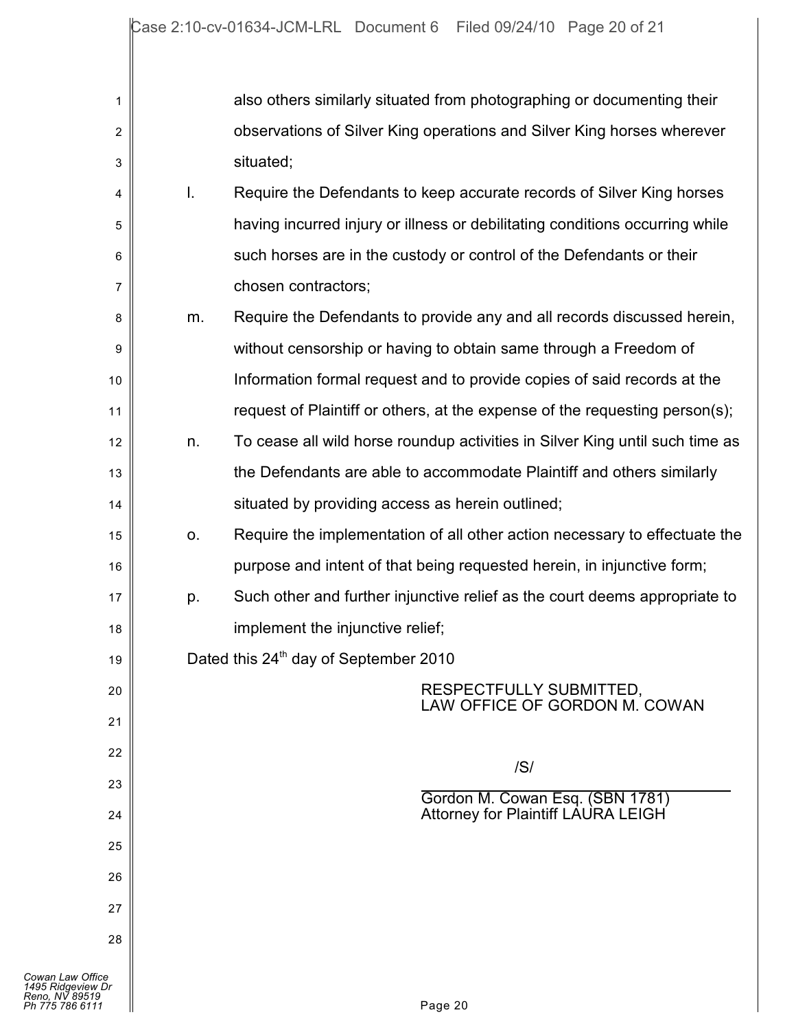also others similarly situated from photographing or documenting their observations of Silver King operations and Silver King horses wherever situated;

l. Require the Defendants to keep accurate records of Silver King horses having incurred injury or illness or debilitating conditions occurring while such horses are in the custody or control of the Defendants or their chosen contractors;

m. Require the Defendants to provide any and all records discussed herein, without censorship or having to obtain same through a Freedom of Information formal request and to provide copies of said records at the request of Plaintiff or others, at the expense of the requesting person(s);

n. To cease all wild horse roundup activities in Silver King until such time as the Defendants are able to accommodate Plaintiff and others similarly situated by providing access as herein outlined;

o. Require the implementation of all other action necessary to effectuate the purpose and intent of that being requested herein, in injunctive form;

p. Such other and further injunctive relief as the court deems appropriate to implement the injunctive relief;

Dated this 24th day of September 2010

RESPECTFULLY SUBMITTED,
LAW OFFICE OF GORDON M. COWAN

/S/

Gordon M. Cowan Esq. (SBN 1781)
Attorney for Plaintiff LAURA LEIGH

*Cowan Law Office*
*1495 Ridgeview Dr*
*Reno, NV 89519*
*Ph 775 786 6111*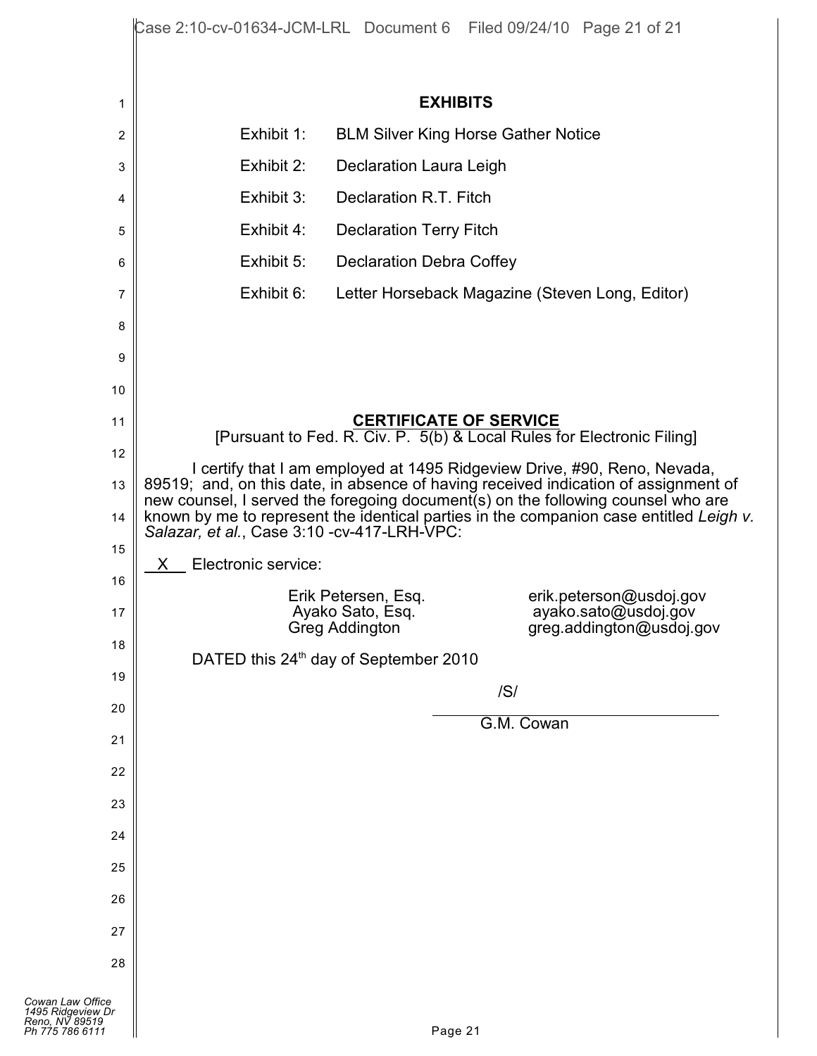## EXHIBITS

| | |
|---|---|
| Exhibit 1: | BLM Silver King Horse Gather Notice |
| Exhibit 2: | Declaration Laura Leigh |
| Exhibit 3: | Declaration R.T. Fitch |
| Exhibit 4: | Declaration Terry Fitch |
| Exhibit 5: | Declaration Debra Coffey |
| Exhibit 6: | Letter Horseback Magazine (Steven Long, Editor) |

## CERTIFICATE OF SERVICE

[Pursuant to Fed. R. Civ. P. 5(b) & Local Rules for Electronic Filing]

I certify that I am employed at 1495 Ridgeview Drive, #90, Reno, Nevada, 89519; and, on this date, in absence of having received indication of assignment of new counsel, I served the foregoing document(s) on the following counsel who are known by me to represent the identical parties in the companion case entitled *Leigh v. Salazar, et al.*, Case 3:10 -cv-417-LRH-VPC:

\_X\_ Electronic service:

| | |
|---|---|
| Erik Petersen, Esq. | erik.peterson@usdoj.gov |
| Ayako Sato, Esq. | ayako.sato@usdoj.gov |
| Greg Addington | greg.addington@usdoj.gov |

DATED this 24th day of September 2010

/S/

G.M. Cowan

Cowan Law Office
1495 Ridgeview Dr
Reno, NV 89519
Ph 775 786 6111